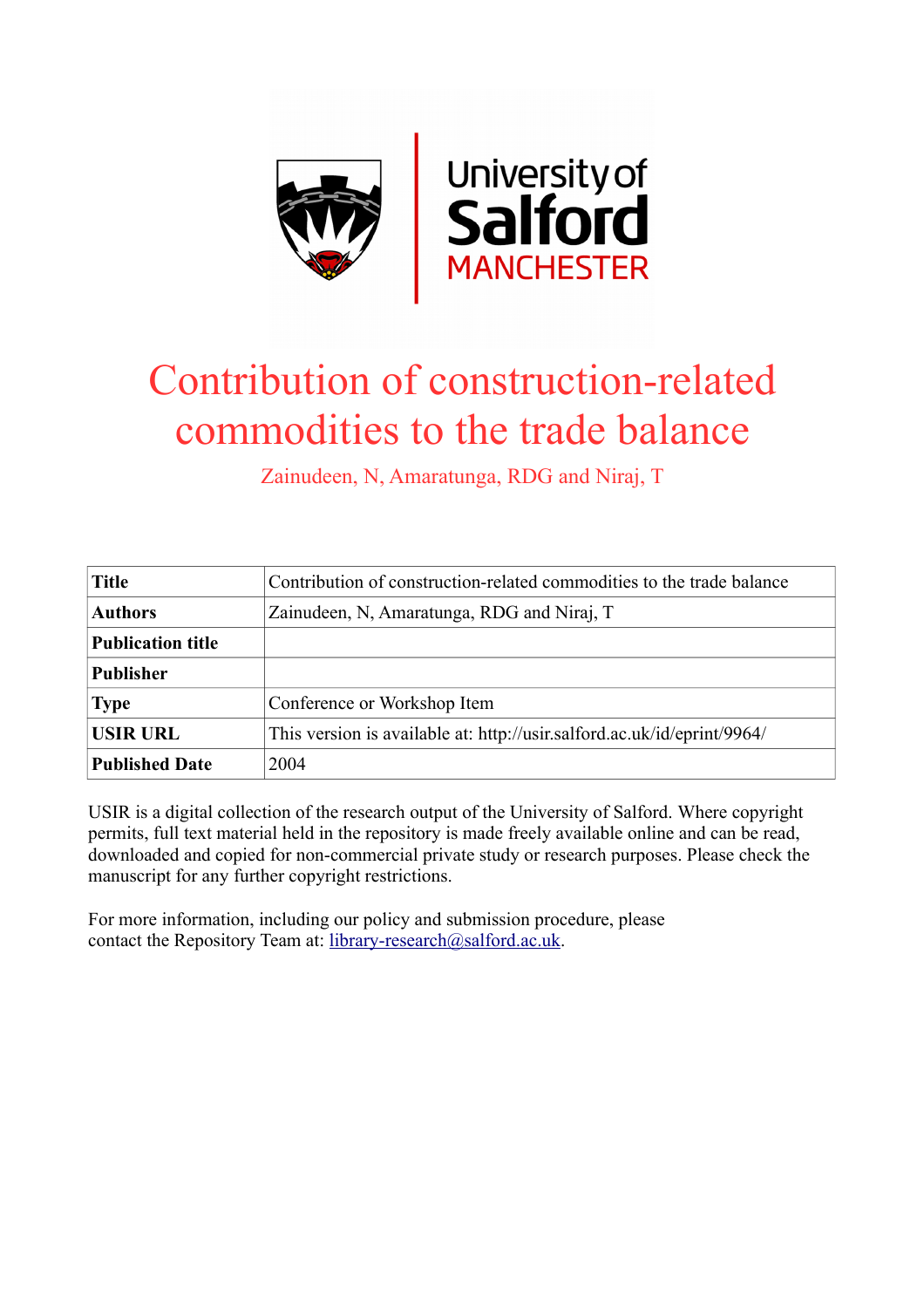# Contribution of construction-related commodities to the trade balance

Zainudeen, N, Amaratunga, RDG and Niraj, T

| Title | Contribution of construction-related commodities to the trade balance |
|---|---|
| Authors | Zainudeen, N, Amaratunga, RDG and Niraj, T |
| Publication title | |
| Publisher | |
| Type | Conference or Workshop Item |
| USIR URL | This version is available at: http://usir.salford.ac.uk/id/eprint/9964/ |
| Published Date | 2004 |

USIR is a digital collection of the research output of the University of Salford. Where copyright permits, full text material held in the repository is made freely available online and can be read, downloaded and copied for non-commercial private study or research purposes. Please check the manuscript for any further copyright restrictions.

For more information, including our policy and submission procedure, please contact the Repository Team at: library-research@salford.ac.uk.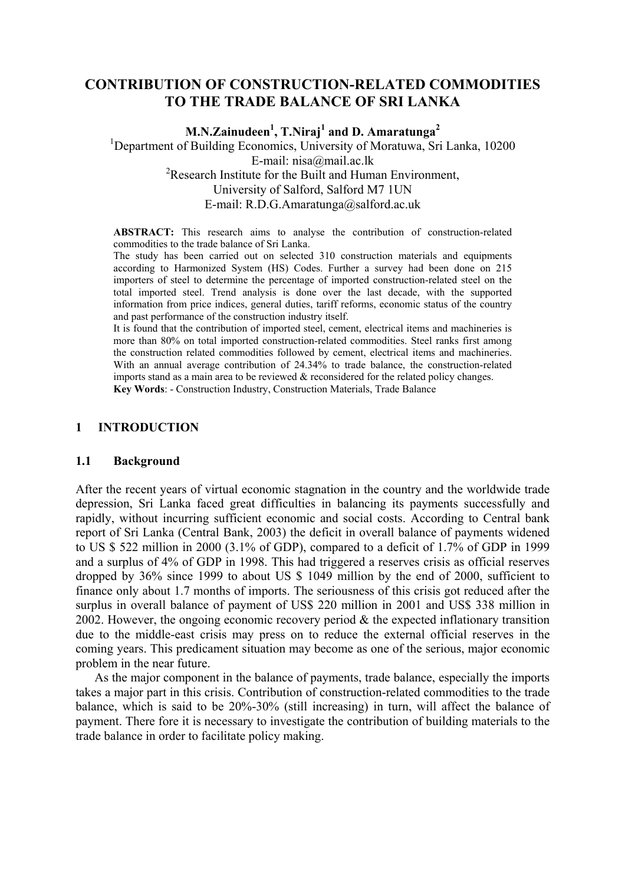# CONTRIBUTION OF CONSTRUCTION-RELATED COMMODITIES TO THE TRADE BALANCE OF SRI LANKA

**M.N.Zainudeen[1], T.Niraj[1] and D. Amaratunga[2]**

[1]Department of Building Economics, University of Moratuwa, Sri Lanka, 10200
E-mail: nisa@mail.ac.lk

[2]Research Institute for the Built and Human Environment,
University of Salford, Salford M7 1UN
E-mail: R.D.G.Amaratunga@salford.ac.uk

**ABSTRACT:** This research aims to analyse the contribution of construction-related commodities to the trade balance of Sri Lanka.
The study has been carried out on selected 310 construction materials and equipments according to Harmonized System (HS) Codes. Further a survey had been done on 215 importers of steel to determine the percentage of imported construction-related steel on the total imported steel. Trend analysis is done over the last decade, with the supported information from price indices, general duties, tariff reforms, economic status of the country and past performance of the construction industry itself.
It is found that the contribution of imported steel, cement, electrical items and machineries is more than 80% on total imported construction-related commodities. Steel ranks first among the construction related commodities followed by cement, electrical items and machineries. With an annual average contribution of 24.34% to trade balance, the construction-related imports stand as a main area to be reviewed & reconsidered for the related policy changes.
**Key Words**: - Construction Industry, Construction Materials, Trade Balance

## 1 INTRODUCTION

### 1.1 Background

After the recent years of virtual economic stagnation in the country and the worldwide trade depression, Sri Lanka faced great difficulties in balancing its payments successfully and rapidly, without incurring sufficient economic and social costs. According to Central bank report of Sri Lanka (Central Bank, 2003) the deficit in overall balance of payments widened to US $ 522 million in 2000 (3.1% of GDP), compared to a deficit of 1.7% of GDP in 1999 and a surplus of 4% of GDP in 1998. This had triggered a reserves crisis as official reserves dropped by 36% since 1999 to about US $ 1049 million by the end of 2000, sufficient to finance only about 1.7 months of imports. The seriousness of this crisis got reduced after the surplus in overall balance of payment of US$ 220 million in 2001 and US$ 338 million in 2002. However, the ongoing economic recovery period & the expected inflationary transition due to the middle-east crisis may press on to reduce the external official reserves in the coming years. This predicament situation may become as one of the serious, major economic problem in the near future.

As the major component in the balance of payments, trade balance, especially the imports takes a major part in this crisis. Contribution of construction-related commodities to the trade balance, which is said to be 20%-30% (still increasing) in turn, will affect the balance of payment. There fore it is necessary to investigate the contribution of building materials to the trade balance in order to facilitate policy making.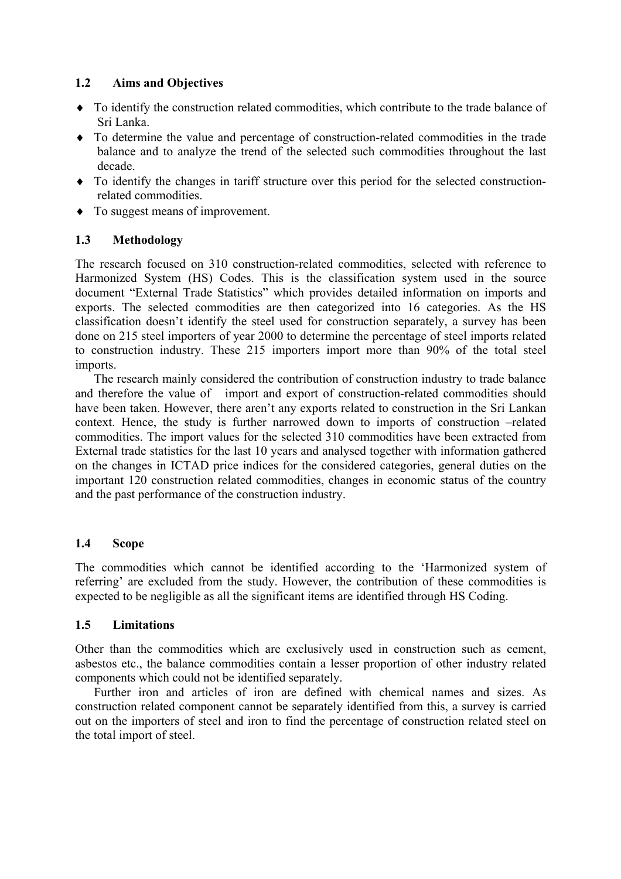## 1.2 Aims and Objectives

- To identify the construction related commodities, which contribute to the trade balance of Sri Lanka.
- To determine the value and percentage of construction-related commodities in the trade balance and to analyze the trend of the selected such commodities throughout the last decade.
- To identify the changes in tariff structure over this period for the selected construction-related commodities.
- To suggest means of improvement.

## 1.3 Methodology

The research focused on 310 construction-related commodities, selected with reference to Harmonized System (HS) Codes. This is the classification system used in the source document "External Trade Statistics" which provides detailed information on imports and exports. The selected commodities are then categorized into 16 categories. As the HS classification doesn't identify the steel used for construction separately, a survey has been done on 215 steel importers of year 2000 to determine the percentage of steel imports related to construction industry. These 215 importers import more than 90% of the total steel imports.

The research mainly considered the contribution of construction industry to trade balance and therefore the value of import and export of construction-related commodities should have been taken. However, there aren't any exports related to construction in the Sri Lankan context. Hence, the study is further narrowed down to imports of construction –related commodities. The import values for the selected 310 commodities have been extracted from External trade statistics for the last 10 years and analysed together with information gathered on the changes in ICTAD price indices for the considered categories, general duties on the important 120 construction related commodities, changes in economic status of the country and the past performance of the construction industry.

## 1.4 Scope

The commodities which cannot be identified according to the 'Harmonized system of referring' are excluded from the study. However, the contribution of these commodities is expected to be negligible as all the significant items are identified through HS Coding.

## 1.5 Limitations

Other than the commodities which are exclusively used in construction such as cement, asbestos etc., the balance commodities contain a lesser proportion of other industry related components which could not be identified separately.

Further iron and articles of iron are defined with chemical names and sizes. As construction related component cannot be separately identified from this, a survey is carried out on the importers of steel and iron to find the percentage of construction related steel on the total import of steel.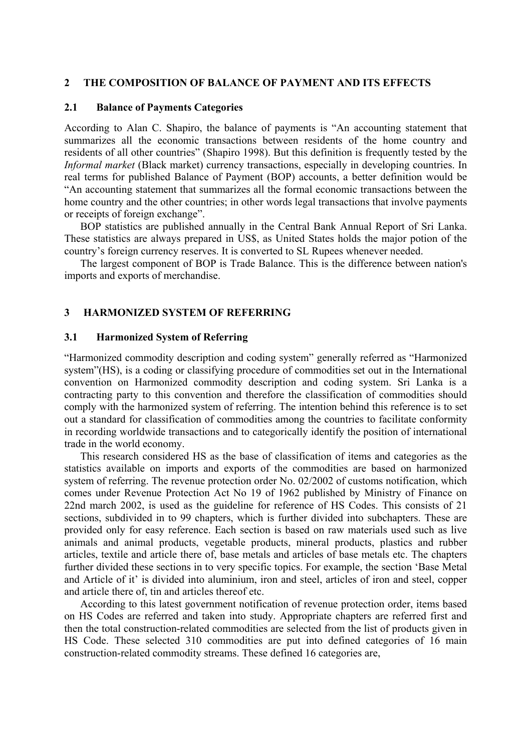## 2 THE COMPOSITION OF BALANCE OF PAYMENT AND ITS EFFECTS

### 2.1 Balance of Payments Categories

According to Alan C. Shapiro, the balance of payments is "An accounting statement that summarizes all the economic transactions between residents of the home country and residents of all other countries" (Shapiro 1998). But this definition is frequently tested by the *Informal market* (Black market) currency transactions, especially in developing countries. In real terms for published Balance of Payment (BOP) accounts, a better definition would be "An accounting statement that summarizes all the formal economic transactions between the home country and the other countries; in other words legal transactions that involve payments or receipts of foreign exchange".

BOP statistics are published annually in the Central Bank Annual Report of Sri Lanka. These statistics are always prepared in US$, as United States holds the major potion of the country's foreign currency reserves. It is converted to SL Rupees whenever needed.

The largest component of BOP is Trade Balance. This is the difference between nation's imports and exports of merchandise.

## 3 HARMONIZED SYSTEM OF REFERRING

### 3.1 Harmonized System of Referring

"Harmonized commodity description and coding system" generally referred as "Harmonized system"(HS), is a coding or classifying procedure of commodities set out in the International convention on Harmonized commodity description and coding system. Sri Lanka is a contracting party to this convention and therefore the classification of commodities should comply with the harmonized system of referring. The intention behind this reference is to set out a standard for classification of commodities among the countries to facilitate conformity in recording worldwide transactions and to categorically identify the position of international trade in the world economy.

This research considered HS as the base of classification of items and categories as the statistics available on imports and exports of the commodities are based on harmonized system of referring. The revenue protection order No. 02/2002 of customs notification, which comes under Revenue Protection Act No 19 of 1962 published by Ministry of Finance on 22nd march 2002, is used as the guideline for reference of HS Codes. This consists of 21 sections, subdivided in to 99 chapters, which is further divided into subchapters. These are provided only for easy reference. Each section is based on raw materials used such as live animals and animal products, vegetable products, mineral products, plastics and rubber articles, textile and article there of, base metals and articles of base metals etc. The chapters further divided these sections in to very specific topics. For example, the section 'Base Metal and Article of it' is divided into aluminium, iron and steel, articles of iron and steel, copper and article there of, tin and articles thereof etc.

According to this latest government notification of revenue protection order, items based on HS Codes are referred and taken into study. Appropriate chapters are referred first and then the total construction-related commodities are selected from the list of products given in HS Code. These selected 310 commodities are put into defined categories of 16 main construction-related commodity streams. These defined 16 categories are,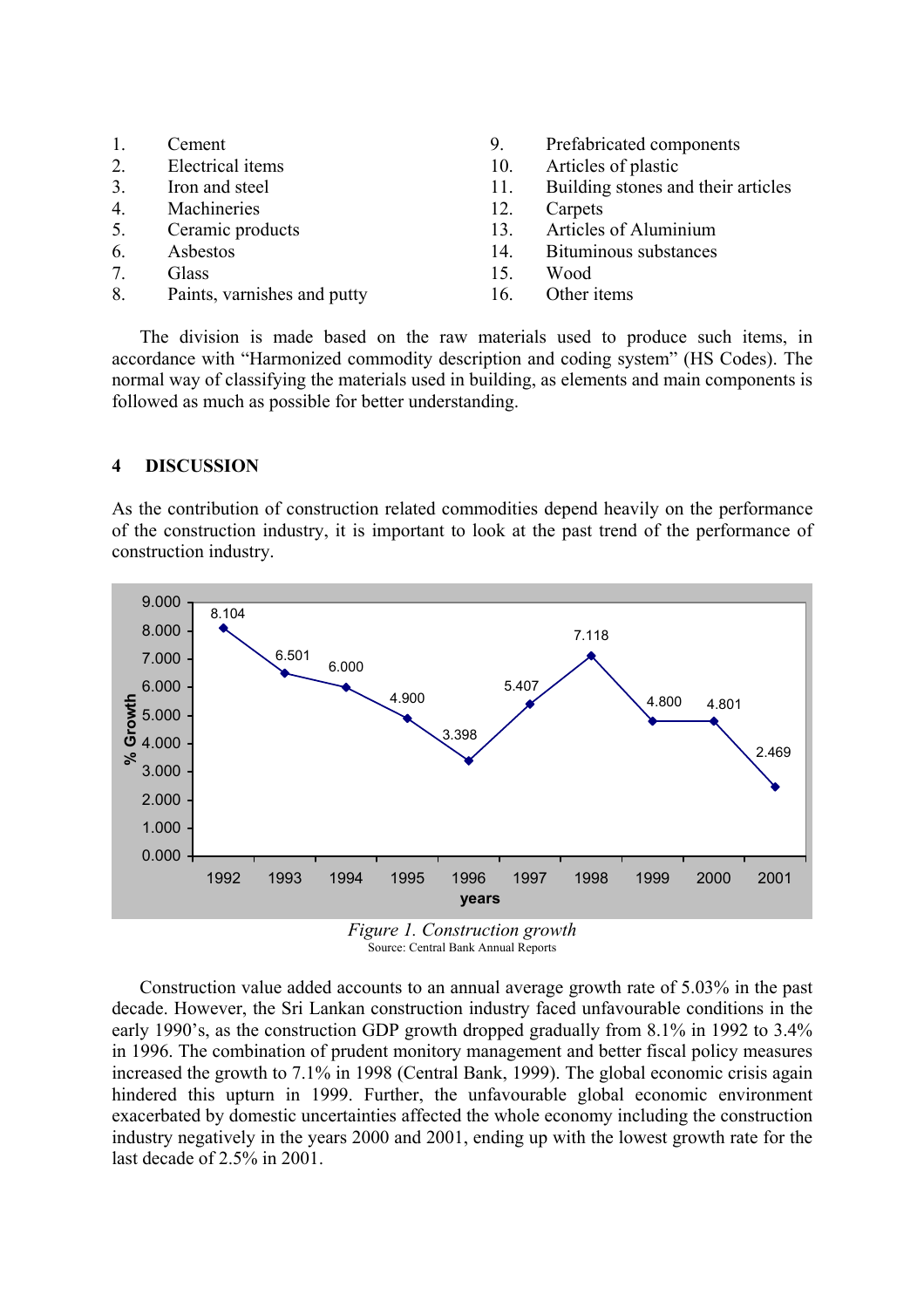1. Cement
2. Electrical items
3. Iron and steel
4. Machineries
5. Ceramic products
6. Asbestos
7. Glass
8. Paints, varnishes and putty
9. Prefabricated components
10. Articles of plastic
11. Building stones and their articles
12. Carpets
13. Articles of Aluminium
14. Bituminous substances
15. Wood
16. Other items

The division is made based on the raw materials used to produce such items, in accordance with "Harmonized commodity description and coding system" (HS Codes). The normal way of classifying the materials used in building, as elements and main components is followed as much as possible for better understanding.

## 4 DISCUSSION

As the contribution of construction related commodities depend heavily on the performance of the construction industry, it is important to look at the past trend of the performance of construction industry.

| years | % Growth |
|---|---|
| 1992 | 8.104 |
| 1993 | 6.501 |
| 1994 | 6.000 |
| 1995 | 4.900 |
| 1996 | 3.398 |
| 1997 | 5.407 |
| 1998 | 7.118 |
| 1999 | 4.800 |
| 2000 | 4.801 |
| 2001 | 2.469 |

*Figure 1. Construction growth*
Source: Central Bank Annual Reports

Construction value added accounts to an annual average growth rate of 5.03% in the past decade. However, the Sri Lankan construction industry faced unfavourable conditions in the early 1990's, as the construction GDP growth dropped gradually from 8.1% in 1992 to 3.4% in 1996. The combination of prudent monitory management and better fiscal policy measures increased the growth to 7.1% in 1998 (Central Bank, 1999). The global economic crisis again hindered this upturn in 1999. Further, the unfavourable global economic environment exacerbated by domestic uncertainties affected the whole economy including the construction industry negatively in the years 2000 and 2001, ending up with the lowest growth rate for the last decade of 2.5% in 2001.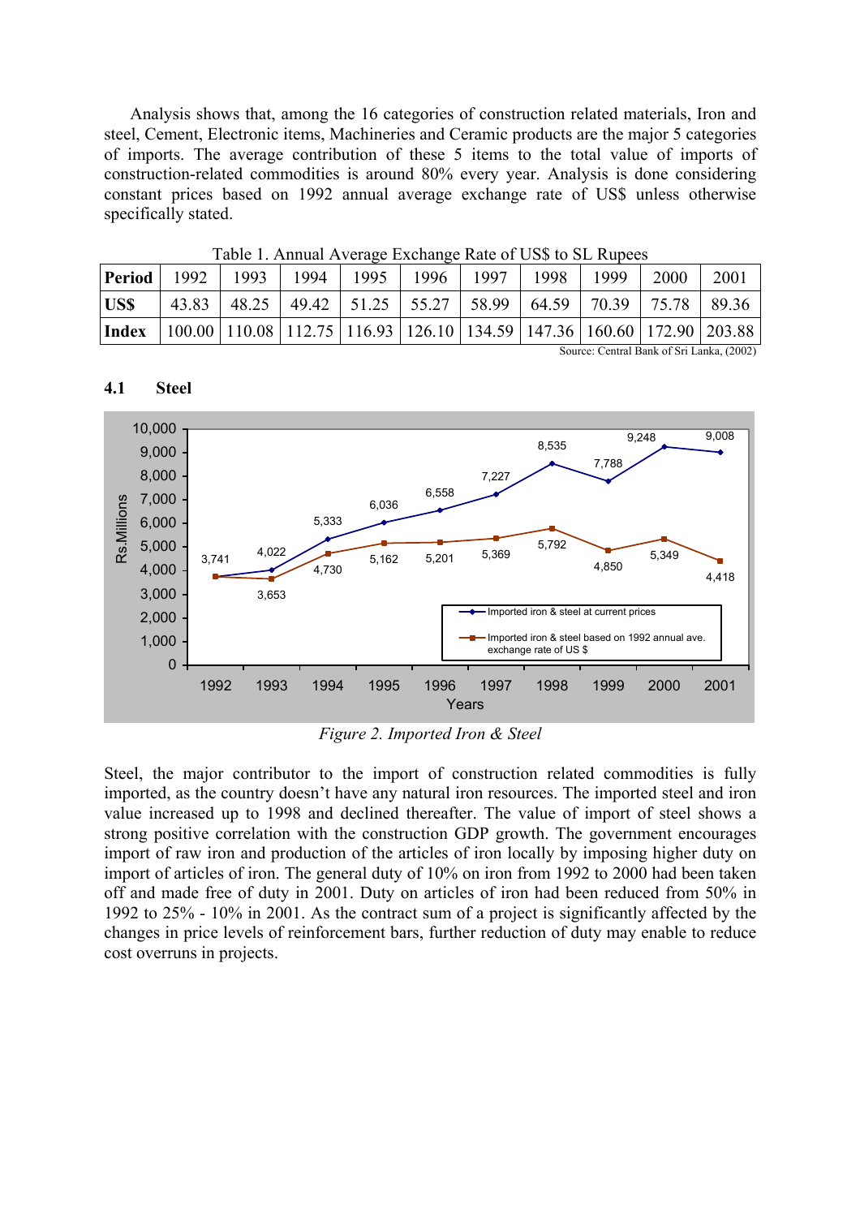Analysis shows that, among the 16 categories of construction related materials, Iron and steel, Cement, Electronic items, Machineries and Ceramic products are the major 5 categories of imports. The average contribution of these 5 items to the total value of imports of construction-related commodities is around 80% every year. Analysis is done considering constant prices based on 1992 annual average exchange rate of US$ unless otherwise specifically stated.

Table 1. Annual Average Exchange Rate of US$ to SL Rupees

| **Period** | 1992 | 1993 | 1994 | 1995 | 1996 | 1997 | 1998 | 1999 | 2000 | 2001 |
|---|---|---|---|---|---|---|---|---|---|---|
| **US$** | 43.83 | 48.25 | 49.42 | 51.25 | 55.27 | 58.99 | 64.59 | 70.39 | 75.78 | 89.36 |
| **Index** | 100.00 | 110.08 | 112.75 | 116.93 | 126.10 | 134.59 | 147.36 | 160.60 | 172.90 | 203.88 |

Source: Central Bank of Sri Lanka, (2002)

## 4.1 Steel

*Figure 2. Imported Iron & Steel*

Steel, the major contributor to the import of construction related commodities is fully imported, as the country doesn't have any natural iron resources. The imported steel and iron value increased up to 1998 and declined thereafter. The value of import of steel shows a strong positive correlation with the construction GDP growth. The government encourages import of raw iron and production of the articles of iron locally by imposing higher duty on import of articles of iron. The general duty of 10% on iron from 1992 to 2000 had been taken off and made free of duty in 2001. Duty on articles of iron had been reduced from 50% in 1992 to 25% - 10% in 2001. As the contract sum of a project is significantly affected by the changes in price levels of reinforcement bars, further reduction of duty may enable to reduce cost overruns in projects.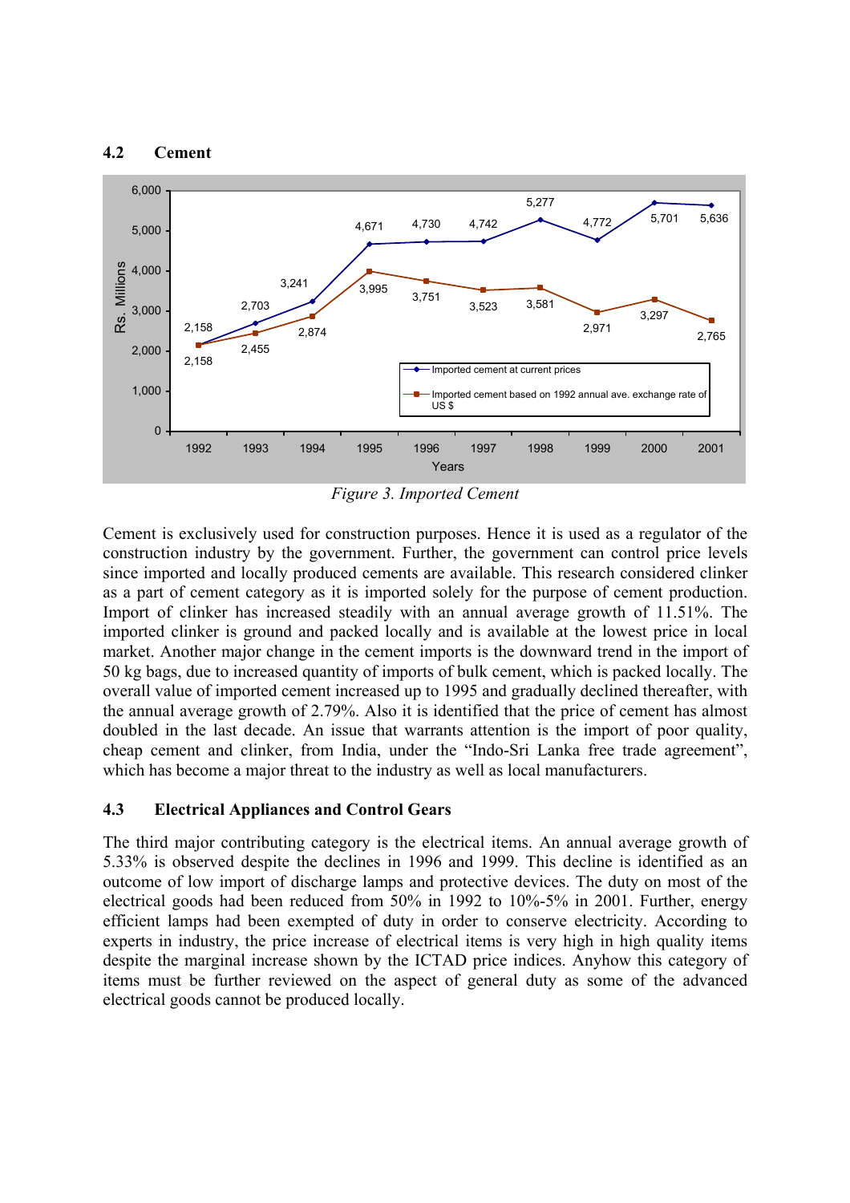## 4.2 Cement

*Figure 3. Imported Cement*

Cement is exclusively used for construction purposes. Hence it is used as a regulator of the construction industry by the government. Further, the government can control price levels since imported and locally produced cements are available. This research considered clinker as a part of cement category as it is imported solely for the purpose of cement production. Import of clinker has increased steadily with an annual average growth of 11.51%. The imported clinker is ground and packed locally and is available at the lowest price in local market. Another major change in the cement imports is the downward trend in the import of 50 kg bags, due to increased quantity of imports of bulk cement, which is packed locally. The overall value of imported cement increased up to 1995 and gradually declined thereafter, with the annual average growth of 2.79%. Also it is identified that the price of cement has almost doubled in the last decade. An issue that warrants attention is the import of poor quality, cheap cement and clinker, from India, under the "Indo-Sri Lanka free trade agreement", which has become a major threat to the industry as well as local manufacturers.

## 4.3 Electrical Appliances and Control Gears

The third major contributing category is the electrical items. An annual average growth of 5.33% is observed despite the declines in 1996 and 1999. This decline is identified as an outcome of low import of discharge lamps and protective devices. The duty on most of the electrical goods had been reduced from 50% in 1992 to 10%-5% in 2001. Further, energy efficient lamps had been exempted of duty in order to conserve electricity. According to experts in industry, the price increase of electrical items is very high in high quality items despite the marginal increase shown by the ICTAD price indices. Anyhow this category of items must be further reviewed on the aspect of general duty as some of the advanced electrical goods cannot be produced locally.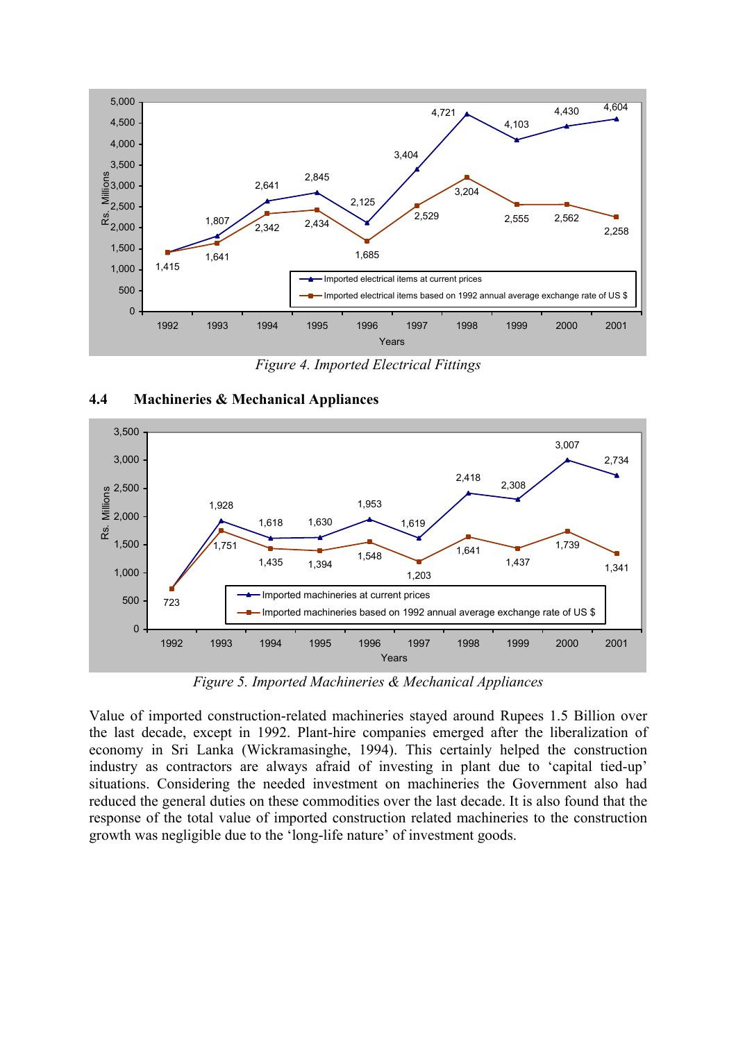*Figure 4. Imported Electrical Fittings*

## 4.4 Machineries & Mechanical Appliances

*Figure 5. Imported Machineries & Mechanical Appliances*

Value of imported construction-related machineries stayed around Rupees 1.5 Billion over the last decade, except in 1992. Plant-hire companies emerged after the liberalization of economy in Sri Lanka (Wickramasinghe, 1994). This certainly helped the construction industry as contractors are always afraid of investing in plant due to 'capital tied-up' situations. Considering the needed investment on machineries the Government also had reduced the general duties on these commodities over the last decade. It is also found that the response of the total value of imported construction related machineries to the construction growth was negligible due to the 'long-life nature' of investment goods.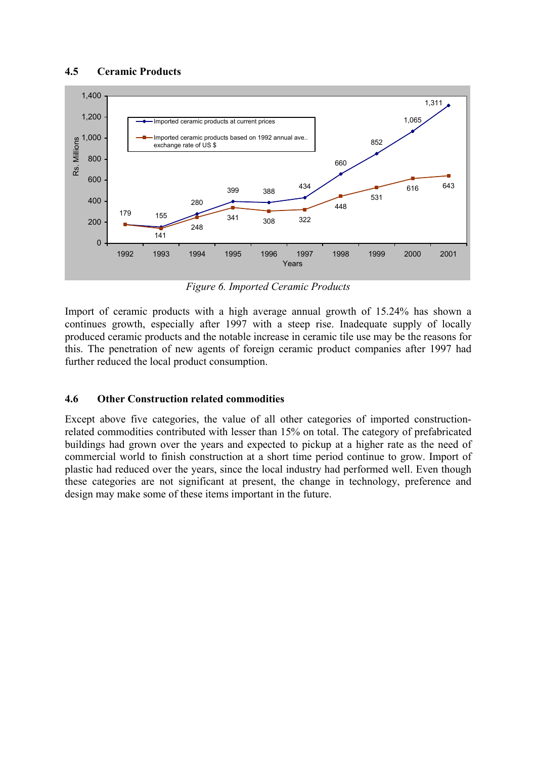## 4.5 Ceramic Products

*Figure 6. Imported Ceramic Products*

Import of ceramic products with a high average annual growth of 15.24% has shown a continues growth, especially after 1997 with a steep rise. Inadequate supply of locally produced ceramic products and the notable increase in ceramic tile use may be the reasons for this. The penetration of new agents of foreign ceramic product companies after 1997 had further reduced the local product consumption.

## 4.6 Other Construction related commodities

Except above five categories, the value of all other categories of imported construction-related commodities contributed with lesser than 15% on total. The category of prefabricated buildings had grown over the years and expected to pickup at a higher rate as the need of commercial world to finish construction at a short time period continue to grow. Import of plastic had reduced over the years, since the local industry had performed well. Even though these categories are not significant at present, the change in technology, preference and design may make some of these items important in the future.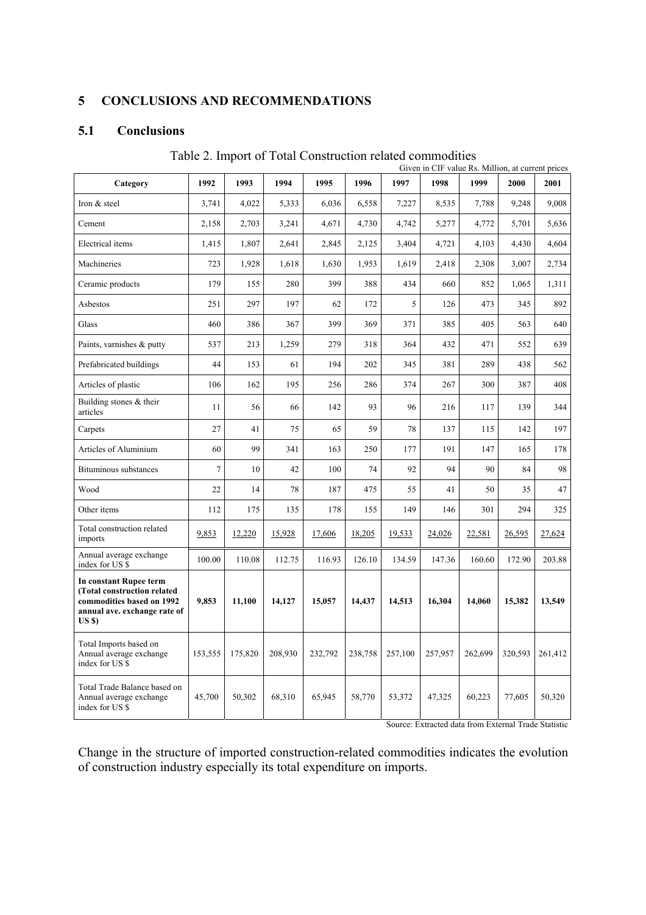# 5 CONCLUSIONS AND RECOMMENDATIONS

## 5.1 Conclusions

Table 2. Import of Total Construction related commodities

Given in CIF value Rs. Million, at current prices

| Category | 1992 | 1993 | 1994 | 1995 | 1996 | 1997 | 1998 | 1999 | 2000 | 2001 |
|---|---|---|---|---|---|---|---|---|---|---|
| Iron & steel | 3,741 | 4,022 | 5,333 | 6,036 | 6,558 | 7,227 | 8,535 | 7,788 | 9,248 | 9,008 |
| Cement | 2,158 | 2,703 | 3,241 | 4,671 | 4,730 | 4,742 | 5,277 | 4,772 | 5,701 | 5,636 |
| Electrical items | 1,415 | 1,807 | 2,641 | 2,845 | 2,125 | 3,404 | 4,721 | 4,103 | 4,430 | 4,604 |
| Machineries | 723 | 1,928 | 1,618 | 1,630 | 1,953 | 1,619 | 2,418 | 2,308 | 3,007 | 2,734 |
| Ceramic products | 179 | 155 | 280 | 399 | 388 | 434 | 660 | 852 | 1,065 | 1,311 |
| Asbestos | 251 | 297 | 197 | 62 | 172 | 5 | 126 | 473 | 345 | 892 |
| Glass | 460 | 386 | 367 | 399 | 369 | 371 | 385 | 405 | 563 | 640 |
| Paints, varnishes & putty | 537 | 213 | 1,259 | 279 | 318 | 364 | 432 | 471 | 552 | 639 |
| Prefabricated buildings | 44 | 153 | 61 | 194 | 202 | 345 | 381 | 289 | 438 | 562 |
| Articles of plastic | 106 | 162 | 195 | 256 | 286 | 374 | 267 | 300 | 387 | 408 |
| Building stones & their articles | 11 | 56 | 66 | 142 | 93 | 96 | 216 | 117 | 139 | 344 |
| Carpets | 27 | 41 | 75 | 65 | 59 | 78 | 137 | 115 | 142 | 197 |
| Articles of Aluminium | 60 | 99 | 341 | 163 | 250 | 177 | 191 | 147 | 165 | 178 |
| Bituminous substances | 7 | 10 | 42 | 100 | 74 | 92 | 94 | 90 | 84 | 98 |
| Wood | 22 | 14 | 78 | 187 | 475 | 55 | 41 | 50 | 35 | 47 |
| Other items | 112 | 175 | 135 | 178 | 155 | 149 | 146 | 301 | 294 | 325 |
| Total construction related imports | 9,853 | 12,220 | 15,928 | 17,606 | 18,205 | 19,533 | 24,026 | 22,581 | 26,595 | 27,624 |
| Annual average exchange index for US $ | 100.00 | 110.08 | 112.75 | 116.93 | 126.10 | 134.59 | 147.36 | 160.60 | 172.90 | 203.88 |
| **In constant Rupee term (Total construction related commodities based on 1992 annual ave. exchange rate of US $)** | **9,853** | **11,100** | **14,127** | **15,057** | **14,437** | **14,513** | **16,304** | **14,060** | **15,382** | **13,549** |
| Total Imports based on Annual average exchange index for US $ | 153,555 | 175,820 | 208,930 | 232,792 | 238,758 | 257,100 | 257,957 | 262,699 | 320,593 | 261,412 |
| Total Trade Balance based on Annual average exchange index for US $ | 45,700 | 50,302 | 68,310 | 65,945 | 58,770 | 53,372 | 47,325 | 60,223 | 77,605 | 50,320 |

Source: Extracted data from External Trade Statistic

Change in the structure of imported construction-related commodities indicates the evolution of construction industry especially its total expenditure on imports.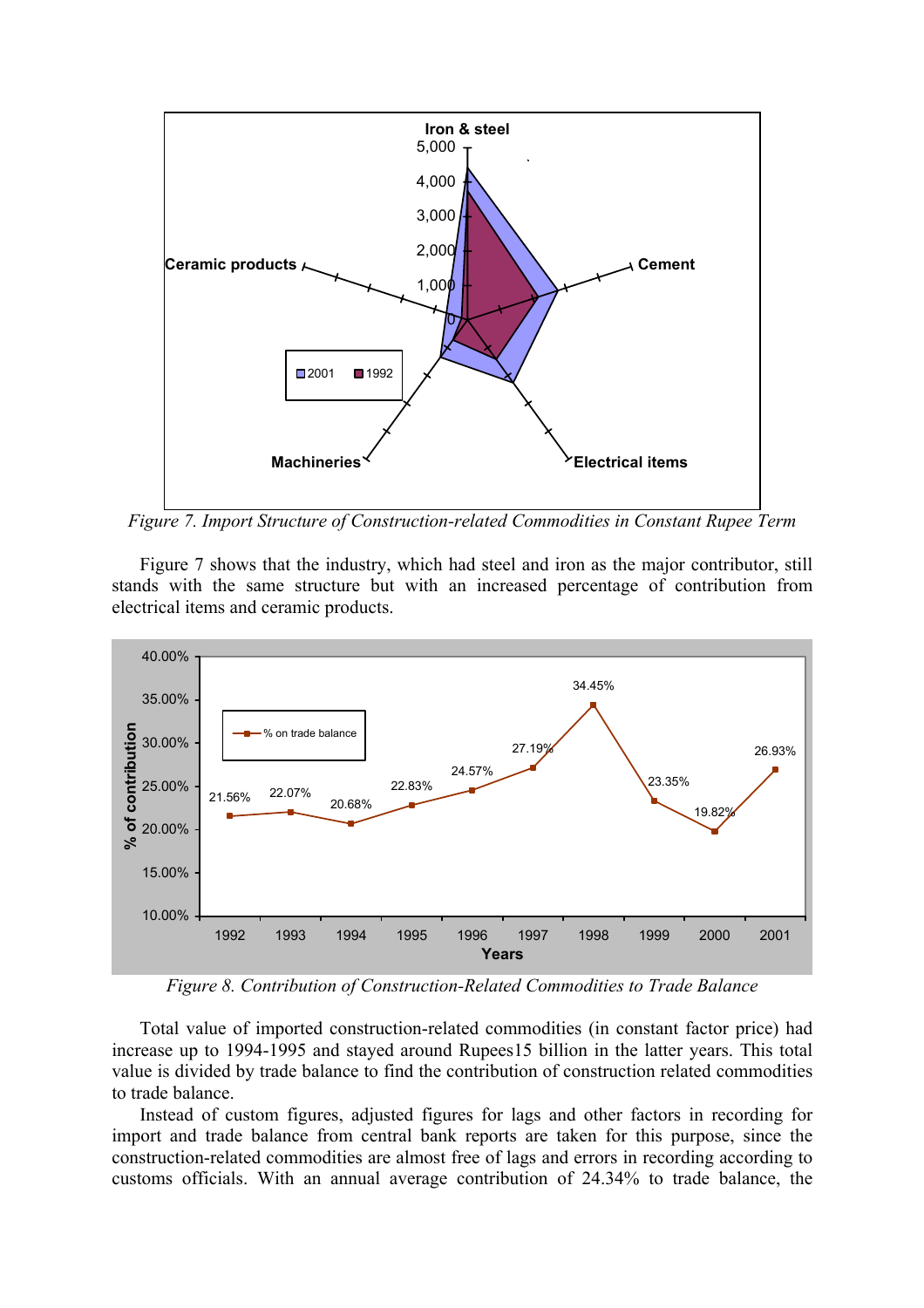*Figure 7. Import Structure of Construction-related Commodities in Constant Rupee Term*

Figure 7 shows that the industry, which had steel and iron as the major contributor, still stands with the same structure but with an increased percentage of contribution from electrical items and ceramic products.

*Figure 8. Contribution of Construction-Related Commodities to Trade Balance*

Total value of imported construction-related commodities (in constant factor price) had increase up to 1994-1995 and stayed around Rupees15 billion in the latter years. This total value is divided by trade balance to find the contribution of construction related commodities to trade balance.

Instead of custom figures, adjusted figures for lags and other factors in recording for import and trade balance from central bank reports are taken for this purpose, since the construction-related commodities are almost free of lags and errors in recording according to customs officials. With an annual average contribution of 24.34% to trade balance, the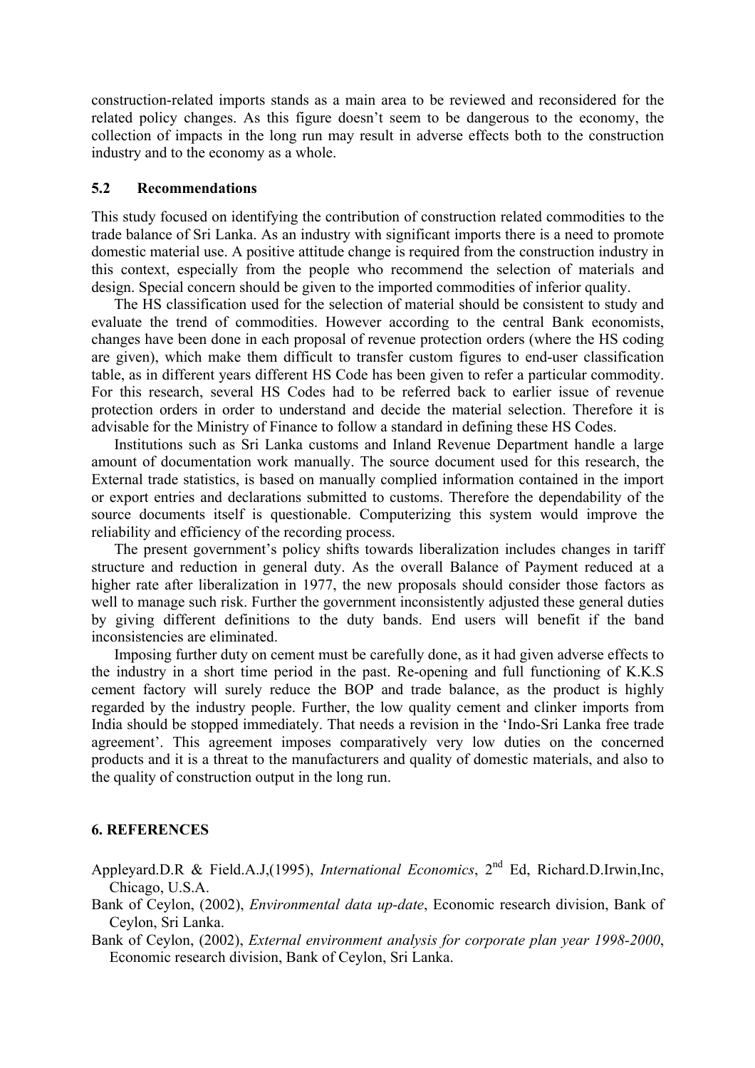construction-related imports stands as a main area to be reviewed and reconsidered for the related policy changes. As this figure doesn't seem to be dangerous to the economy, the collection of impacts in the long run may result in adverse effects both to the construction industry and to the economy as a whole.

### 5.2 Recommendations

This study focused on identifying the contribution of construction related commodities to the trade balance of Sri Lanka. As an industry with significant imports there is a need to promote domestic material use. A positive attitude change is required from the construction industry in this context, especially from the people who recommend the selection of materials and design. Special concern should be given to the imported commodities of inferior quality.

The HS classification used for the selection of material should be consistent to study and evaluate the trend of commodities. However according to the central Bank economists, changes have been done in each proposal of revenue protection orders (where the HS coding are given), which make them difficult to transfer custom figures to end-user classification table, as in different years different HS Code has been given to refer a particular commodity. For this research, several HS Codes had to be referred back to earlier issue of revenue protection orders in order to understand and decide the material selection. Therefore it is advisable for the Ministry of Finance to follow a standard in defining these HS Codes.

Institutions such as Sri Lanka customs and Inland Revenue Department handle a large amount of documentation work manually. The source document used for this research, the External trade statistics, is based on manually complied information contained in the import or export entries and declarations submitted to customs. Therefore the dependability of the source documents itself is questionable. Computerizing this system would improve the reliability and efficiency of the recording process.

The present government's policy shifts towards liberalization includes changes in tariff structure and reduction in general duty. As the overall Balance of Payment reduced at a higher rate after liberalization in 1977, the new proposals should consider those factors as well to manage such risk. Further the government inconsistently adjusted these general duties by giving different definitions to the duty bands. End users will benefit if the band inconsistencies are eliminated.

Imposing further duty on cement must be carefully done, as it had given adverse effects to the industry in a short time period in the past. Re-opening and full functioning of K.K.S cement factory will surely reduce the BOP and trade balance, as the product is highly regarded by the industry people. Further, the low quality cement and clinker imports from India should be stopped immediately. That needs a revision in the 'Indo-Sri Lanka free trade agreement'. This agreement imposes comparatively very low duties on the concerned products and it is a threat to the manufacturers and quality of domestic materials, and also to the quality of construction output in the long run.

## 6. REFERENCES

Appleyard.D.R & Field.A.J,(1995), *International Economics*, 2nd Ed, Richard.D.Irwin,Inc, Chicago, U.S.A.

Bank of Ceylon, (2002), *Environmental data up-date*, Economic research division, Bank of Ceylon, Sri Lanka.

Bank of Ceylon, (2002), *External environment analysis for corporate plan year 1998-2000*, Economic research division, Bank of Ceylon, Sri Lanka.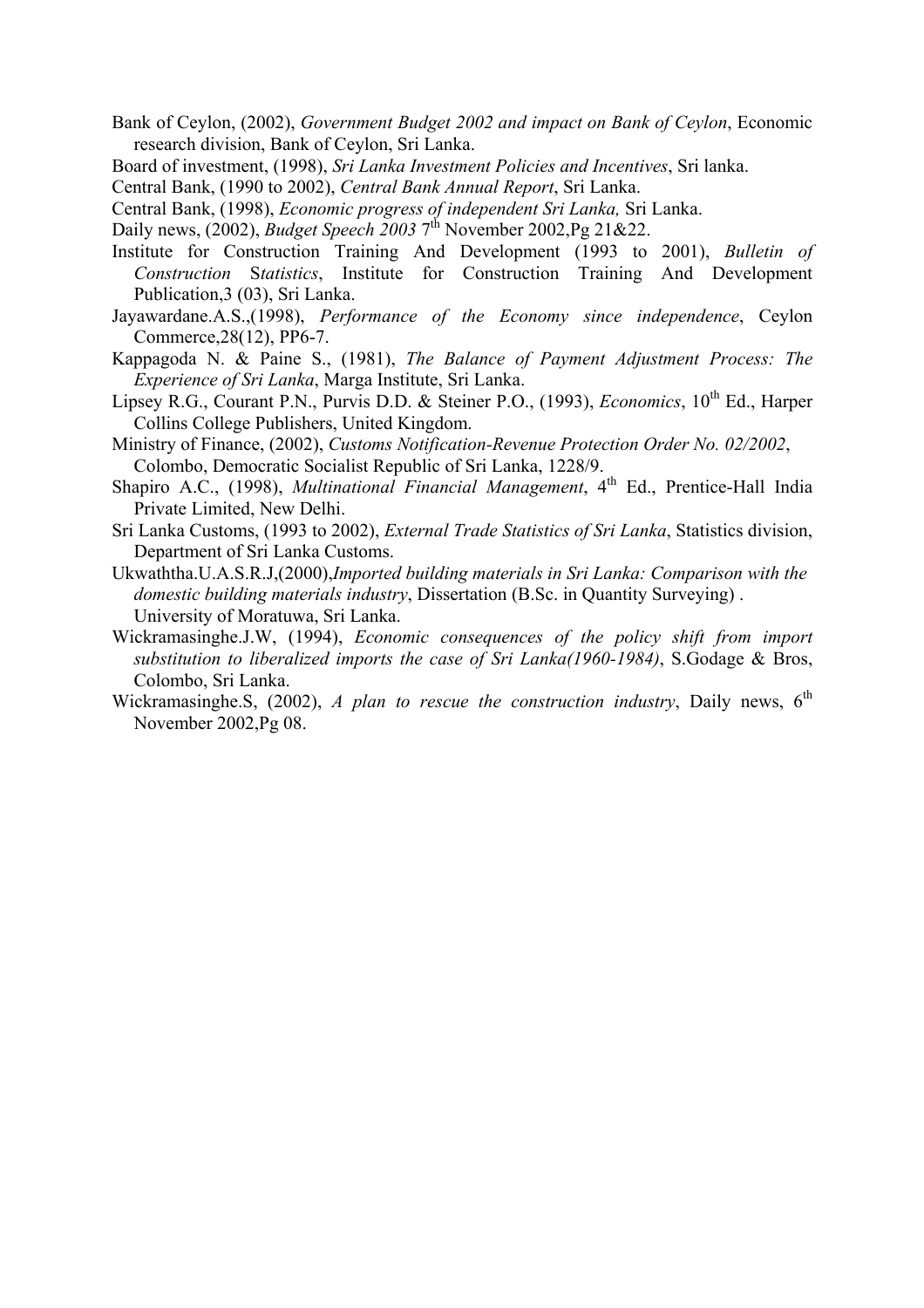Bank of Ceylon, (2002), *Government Budget 2002 and impact on Bank of Ceylon*, Economic research division, Bank of Ceylon, Sri Lanka.

Board of investment, (1998), *Sri Lanka Investment Policies and Incentives*, Sri lanka.

Central Bank, (1990 to 2002), *Central Bank Annual Report*, Sri Lanka.

Central Bank, (1998), *Economic progress of independent Sri Lanka,* Sri Lanka.

Daily news, (2002), *Budget Speech 2003* 7th November 2002,Pg 21&22.

Institute for Construction Training And Development (1993 to 2001), *Bulletin of Construction Statistics*, Institute for Construction Training And Development Publication,3 (03), Sri Lanka.

Jayawardane.A.S.,(1998), *Performance of the Economy since independence*, Ceylon Commerce,28(12), PP6-7.

Kappagoda N. & Paine S., (1981), *The Balance of Payment Adjustment Process: The Experience of Sri Lanka*, Marga Institute, Sri Lanka.

Lipsey R.G., Courant P.N., Purvis D.D. & Steiner P.O., (1993), *Economics*, 10th Ed., Harper Collins College Publishers, United Kingdom.

Ministry of Finance, (2002), *Customs Notification-Revenue Protection Order No. 02/2002*, Colombo, Democratic Socialist Republic of Sri Lanka, 1228/9.

Shapiro A.C., (1998), *Multinational Financial Management*, 4th Ed., Prentice-Hall India Private Limited, New Delhi.

Sri Lanka Customs, (1993 to 2002), *External Trade Statistics of Sri Lanka*, Statistics division, Department of Sri Lanka Customs.

Ukwaththa.U.A.S.R.J,(2000),*Imported building materials in Sri Lanka: Comparison with the domestic building materials industry*, Dissertation (B.Sc. in Quantity Surveying) . University of Moratuwa, Sri Lanka.

Wickramasinghe.J.W, (1994), *Economic consequences of the policy shift from import substitution to liberalized imports the case of Sri Lanka(1960-1984)*, S.Godage & Bros, Colombo, Sri Lanka.

Wickramasinghe.S, (2002), *A plan to rescue the construction industry*, Daily news, 6th November 2002,Pg 08.